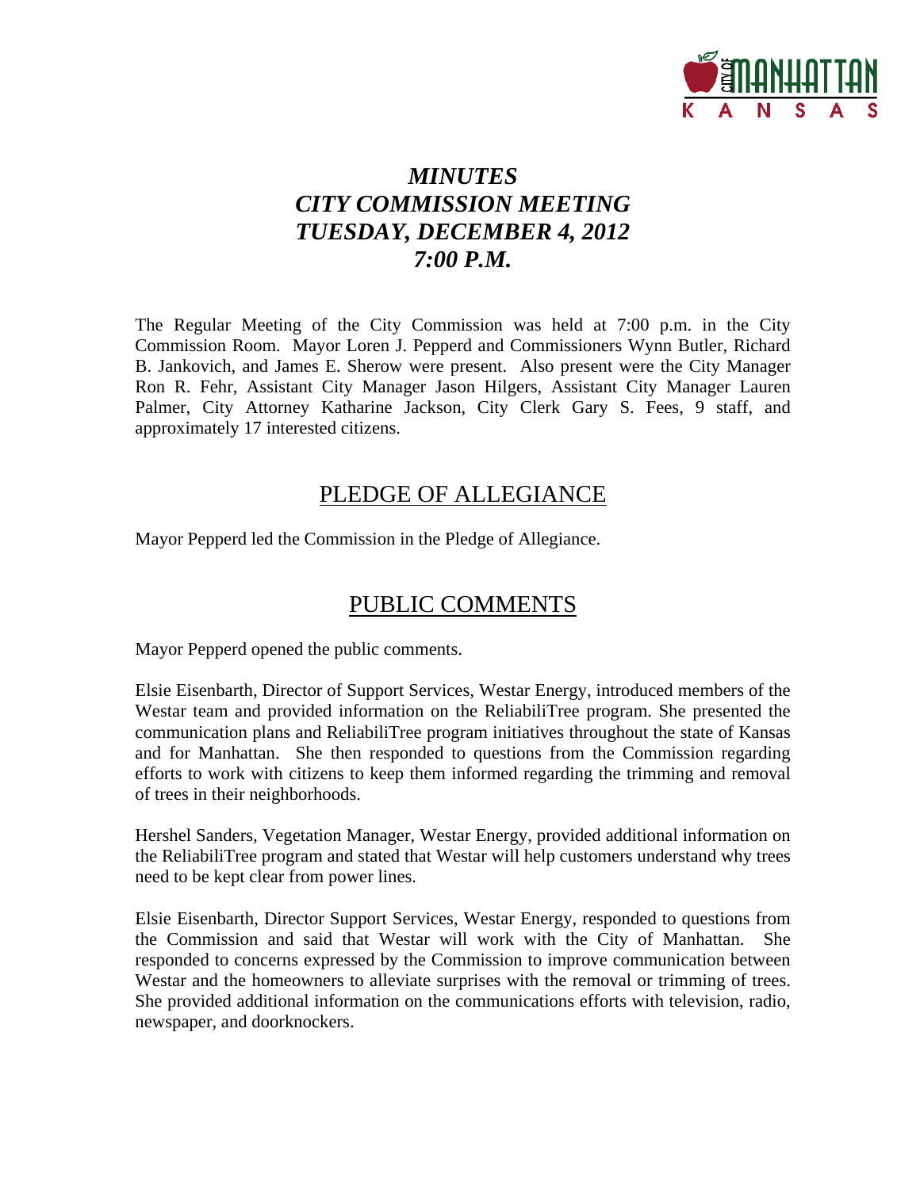# *MINUTES*
# *CITY COMMISSION MEETING*
# *TUESDAY, DECEMBER 4, 2012*
# *7:00 P.M.*

The Regular Meeting of the City Commission was held at 7:00 p.m. in the City Commission Room. Mayor Loren J. Pepperd and Commissioners Wynn Butler, Richard B. Jankovich, and James E. Sherow were present. Also present were the City Manager Ron R. Fehr, Assistant City Manager Jason Hilgers, Assistant City Manager Lauren Palmer, City Attorney Katharine Jackson, City Clerk Gary S. Fees, 9 staff, and approximately 17 interested citizens.

## PLEDGE OF ALLEGIANCE

Mayor Pepperd led the Commission in the Pledge of Allegiance.

## PUBLIC COMMENTS

Mayor Pepperd opened the public comments.

Elsie Eisenbarth, Director of Support Services, Westar Energy, introduced members of the Westar team and provided information on the ReliabiliTree program. She presented the communication plans and ReliabiliTree program initiatives throughout the state of Kansas and for Manhattan. She then responded to questions from the Commission regarding efforts to work with citizens to keep them informed regarding the trimming and removal of trees in their neighborhoods.

Hershel Sanders, Vegetation Manager, Westar Energy, provided additional information on the ReliabiliTree program and stated that Westar will help customers understand why trees need to be kept clear from power lines.

Elsie Eisenbarth, Director Support Services, Westar Energy, responded to questions from the Commission and said that Westar will work with the City of Manhattan. She responded to concerns expressed by the Commission to improve communication between Westar and the homeowners to alleviate surprises with the removal or trimming of trees. She provided additional information on the communications efforts with television, radio, newspaper, and doorknockers.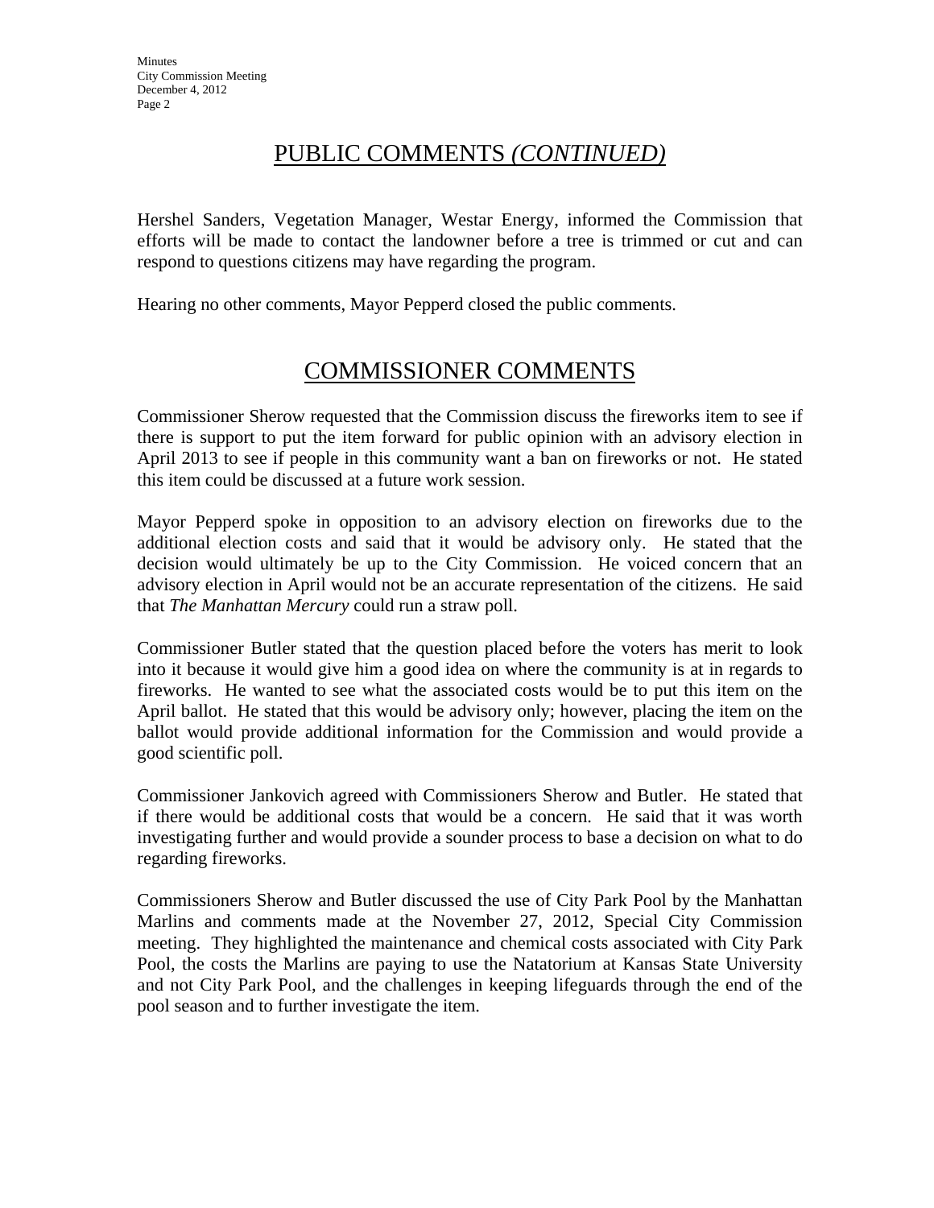## PUBLIC COMMENTS *(CONTINUED)*

Hershel Sanders, Vegetation Manager, Westar Energy, informed the Commission that efforts will be made to contact the landowner before a tree is trimmed or cut and can respond to questions citizens may have regarding the program.

Hearing no other comments, Mayor Pepperd closed the public comments.

## COMMISSIONER COMMENTS

Commissioner Sherow requested that the Commission discuss the fireworks item to see if there is support to put the item forward for public opinion with an advisory election in April 2013 to see if people in this community want a ban on fireworks or not. He stated this item could be discussed at a future work session.

Mayor Pepperd spoke in opposition to an advisory election on fireworks due to the additional election costs and said that it would be advisory only. He stated that the decision would ultimately be up to the City Commission. He voiced concern that an advisory election in April would not be an accurate representation of the citizens. He said that *The Manhattan Mercury* could run a straw poll.

Commissioner Butler stated that the question placed before the voters has merit to look into it because it would give him a good idea on where the community is at in regards to fireworks. He wanted to see what the associated costs would be to put this item on the April ballot. He stated that this would be advisory only; however, placing the item on the ballot would provide additional information for the Commission and would provide a good scientific poll.

Commissioner Jankovich agreed with Commissioners Sherow and Butler. He stated that if there would be additional costs that would be a concern. He said that it was worth investigating further and would provide a sounder process to base a decision on what to do regarding fireworks.

Commissioners Sherow and Butler discussed the use of City Park Pool by the Manhattan Marlins and comments made at the November 27, 2012, Special City Commission meeting. They highlighted the maintenance and chemical costs associated with City Park Pool, the costs the Marlins are paying to use the Natatorium at Kansas State University and not City Park Pool, and the challenges in keeping lifeguards through the end of the pool season and to further investigate the item.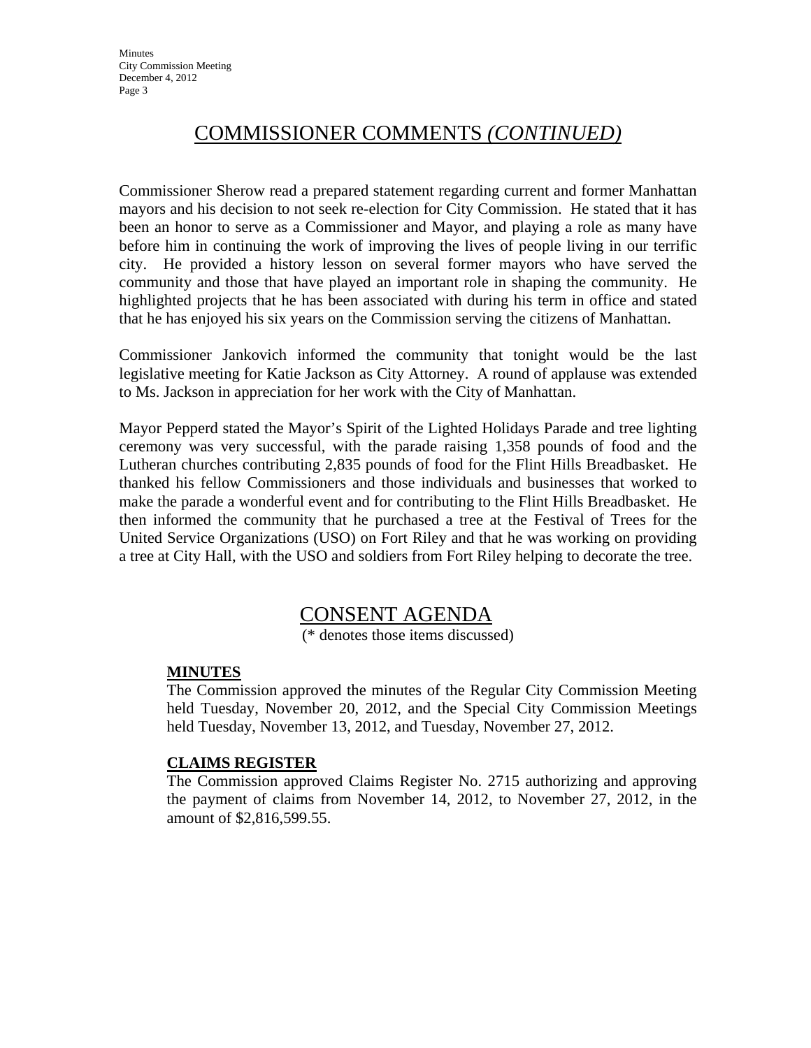# COMMISSIONER COMMENTS *(CONTINUED)*

Commissioner Sherow read a prepared statement regarding current and former Manhattan mayors and his decision to not seek re-election for City Commission. He stated that it has been an honor to serve as a Commissioner and Mayor, and playing a role as many have before him in continuing the work of improving the lives of people living in our terrific city. He provided a history lesson on several former mayors who have served the community and those that have played an important role in shaping the community. He highlighted projects that he has been associated with during his term in office and stated that he has enjoyed his six years on the Commission serving the citizens of Manhattan.

Commissioner Jankovich informed the community that tonight would be the last legislative meeting for Katie Jackson as City Attorney. A round of applause was extended to Ms. Jackson in appreciation for her work with the City of Manhattan.

Mayor Pepperd stated the Mayor's Spirit of the Lighted Holidays Parade and tree lighting ceremony was very successful, with the parade raising 1,358 pounds of food and the Lutheran churches contributing 2,835 pounds of food for the Flint Hills Breadbasket. He thanked his fellow Commissioners and those individuals and businesses that worked to make the parade a wonderful event and for contributing to the Flint Hills Breadbasket. He then informed the community that he purchased a tree at the Festival of Trees for the United Service Organizations (USO) on Fort Riley and that he was working on providing a tree at City Hall, with the USO and soldiers from Fort Riley helping to decorate the tree.

# CONSENT AGENDA

(* denotes those items discussed)

**MINUTES**

The Commission approved the minutes of the Regular City Commission Meeting held Tuesday, November 20, 2012, and the Special City Commission Meetings held Tuesday, November 13, 2012, and Tuesday, November 27, 2012.

**CLAIMS REGISTER**

The Commission approved Claims Register No. 2715 authorizing and approving the payment of claims from November 14, 2012, to November 27, 2012, in the amount of $2,816,599.55.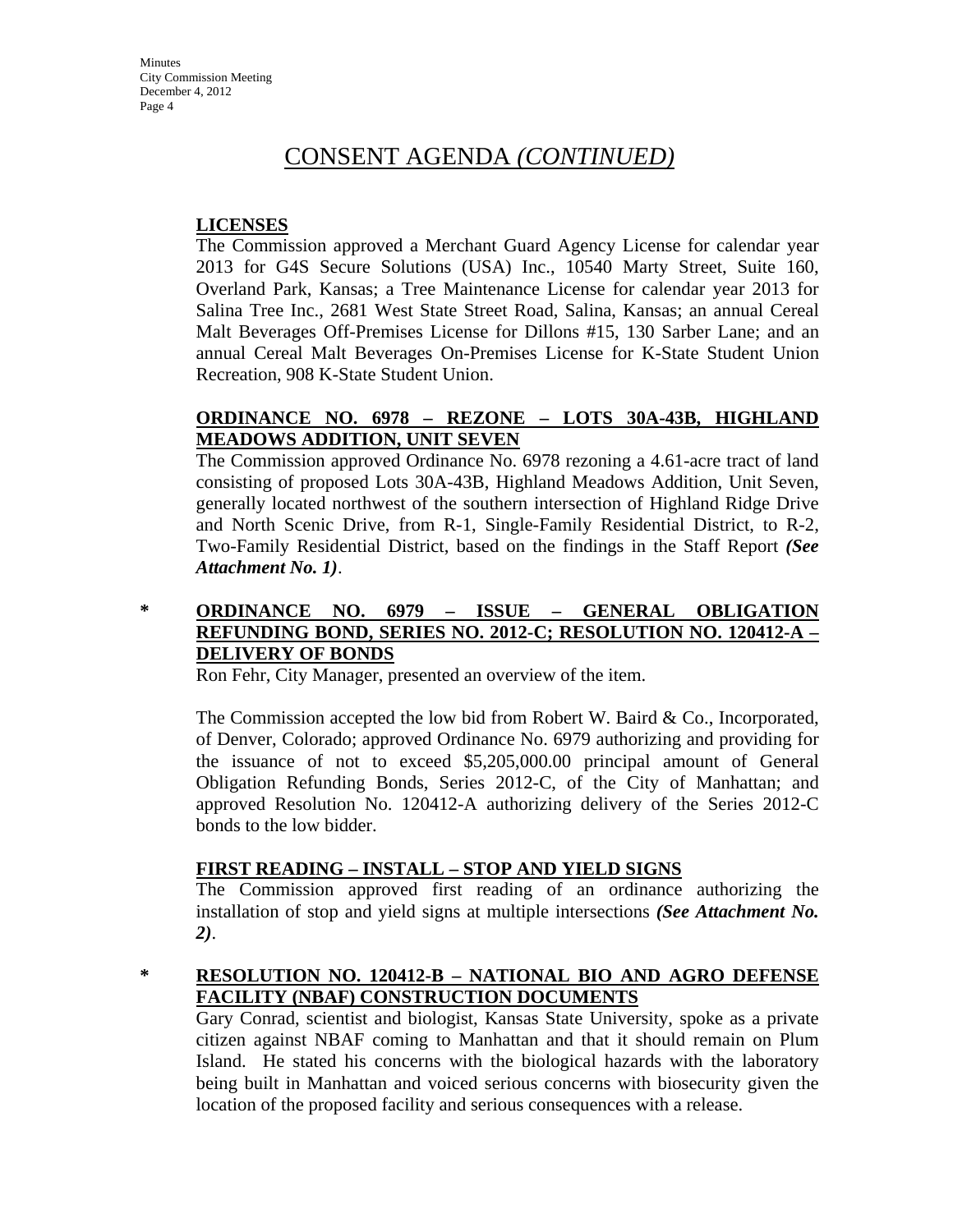# CONSENT AGENDA *(CONTINUED)*

**LICENSES**

The Commission approved a Merchant Guard Agency License for calendar year 2013 for G4S Secure Solutions (USA) Inc., 10540 Marty Street, Suite 160, Overland Park, Kansas; a Tree Maintenance License for calendar year 2013 for Salina Tree Inc., 2681 West State Street Road, Salina, Kansas; an annual Cereal Malt Beverages Off-Premises License for Dillons #15, 130 Sarber Lane; and an annual Cereal Malt Beverages On-Premises License for K-State Student Union Recreation, 908 K-State Student Union.

**ORDINANCE NO. 6978 – REZONE – LOTS 30A-43B, HIGHLAND MEADOWS ADDITION, UNIT SEVEN**

The Commission approved Ordinance No. 6978 rezoning a 4.61-acre tract of land consisting of proposed Lots 30A-43B, Highland Meadows Addition, Unit Seven, generally located northwest of the southern intersection of Highland Ridge Drive and North Scenic Drive, from R-1, Single-Family Residential District, to R-2, Two-Family Residential District, based on the findings in the Staff Report ***(See Attachment No. 1)***.

\* **ORDINANCE NO. 6979 – ISSUE – GENERAL OBLIGATION REFUNDING BOND, SERIES NO. 2012-C; RESOLUTION NO. 120412-A – DELIVERY OF BONDS**

Ron Fehr, City Manager, presented an overview of the item.

The Commission accepted the low bid from Robert W. Baird & Co., Incorporated, of Denver, Colorado; approved Ordinance No. 6979 authorizing and providing for the issuance of not to exceed $5,205,000.00 principal amount of General Obligation Refunding Bonds, Series 2012-C, of the City of Manhattan; and approved Resolution No. 120412-A authorizing delivery of the Series 2012-C bonds to the low bidder.

**FIRST READING – INSTALL – STOP AND YIELD SIGNS**

The Commission approved first reading of an ordinance authorizing the installation of stop and yield signs at multiple intersections ***(See Attachment No. 2)***.

\* **RESOLUTION NO. 120412-B – NATIONAL BIO AND AGRO DEFENSE FACILITY (NBAF) CONSTRUCTION DOCUMENTS**

Gary Conrad, scientist and biologist, Kansas State University, spoke as a private citizen against NBAF coming to Manhattan and that it should remain on Plum Island. He stated his concerns with the biological hazards with the laboratory being built in Manhattan and voiced serious concerns with biosecurity given the location of the proposed facility and serious consequences with a release.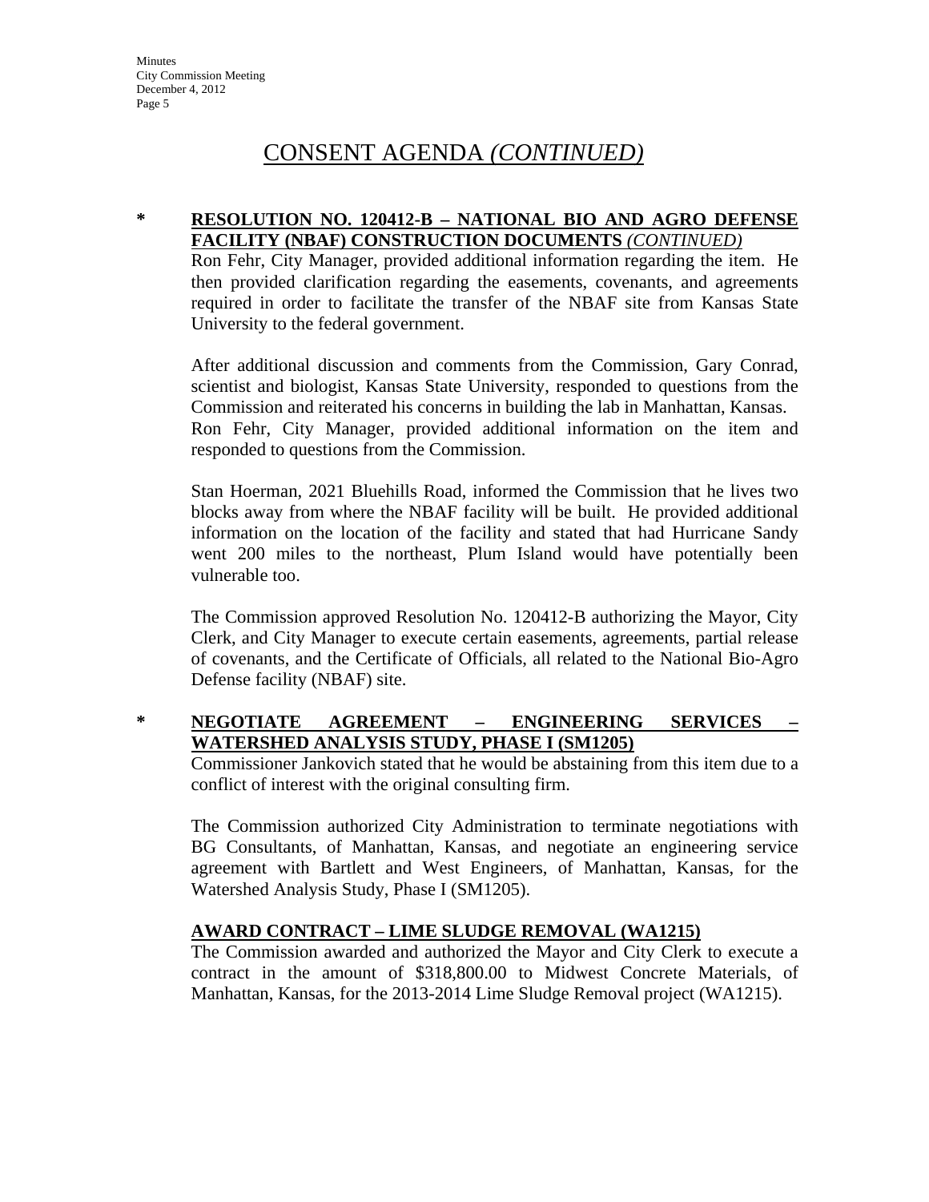# CONSENT AGENDA *(CONTINUED)*

**\* RESOLUTION NO. 120412-B – NATIONAL BIO AND AGRO DEFENSE FACILITY (NBAF) CONSTRUCTION DOCUMENTS** ***(CONTINUED)***

Ron Fehr, City Manager, provided additional information regarding the item. He then provided clarification regarding the easements, covenants, and agreements required in order to facilitate the transfer of the NBAF site from Kansas State University to the federal government.

After additional discussion and comments from the Commission, Gary Conrad, scientist and biologist, Kansas State University, responded to questions from the Commission and reiterated his concerns in building the lab in Manhattan, Kansas. Ron Fehr, City Manager, provided additional information on the item and responded to questions from the Commission.

Stan Hoerman, 2021 Bluehills Road, informed the Commission that he lives two blocks away from where the NBAF facility will be built. He provided additional information on the location of the facility and stated that had Hurricane Sandy went 200 miles to the northeast, Plum Island would have potentially been vulnerable too.

The Commission approved Resolution No. 120412-B authorizing the Mayor, City Clerk, and City Manager to execute certain easements, agreements, partial release of covenants, and the Certificate of Officials, all related to the National Bio-Agro Defense facility (NBAF) site.

**\* NEGOTIATE AGREEMENT – ENGINEERING SERVICES – WATERSHED ANALYSIS STUDY, PHASE I (SM1205)**

Commissioner Jankovich stated that he would be abstaining from this item due to a conflict of interest with the original consulting firm.

The Commission authorized City Administration to terminate negotiations with BG Consultants, of Manhattan, Kansas, and negotiate an engineering service agreement with Bartlett and West Engineers, of Manhattan, Kansas, for the Watershed Analysis Study, Phase I (SM1205).

**AWARD CONTRACT – LIME SLUDGE REMOVAL (WA1215)**

The Commission awarded and authorized the Mayor and City Clerk to execute a contract in the amount of $318,800.00 to Midwest Concrete Materials, of Manhattan, Kansas, for the 2013-2014 Lime Sludge Removal project (WA1215).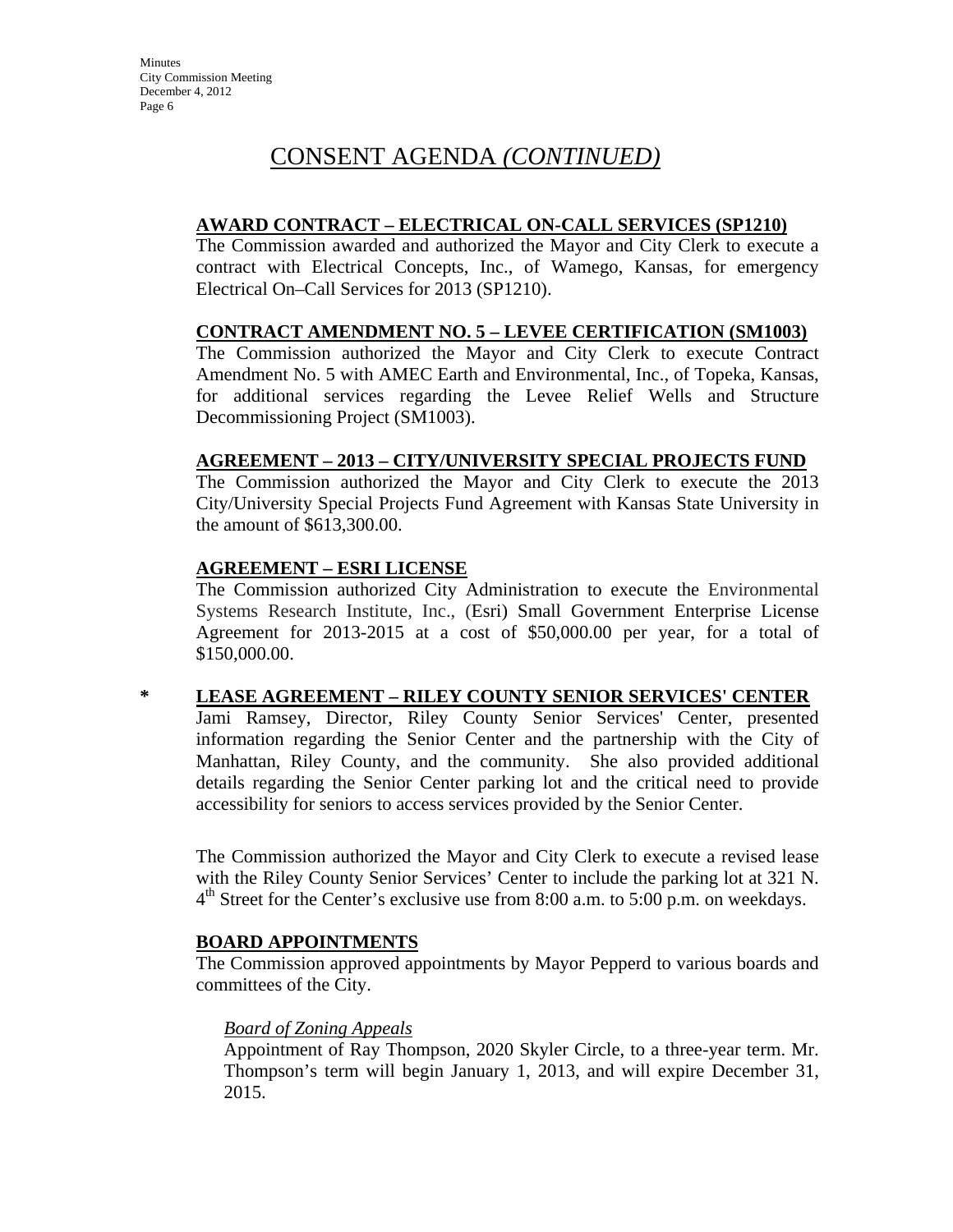# CONSENT AGENDA *(CONTINUED)*

**AWARD CONTRACT – ELECTRICAL ON-CALL SERVICES (SP1210)**

The Commission awarded and authorized the Mayor and City Clerk to execute a contract with Electrical Concepts, Inc., of Wamego, Kansas, for emergency Electrical On–Call Services for 2013 (SP1210).

**CONTRACT AMENDMENT NO. 5 – LEVEE CERTIFICATION (SM1003)**

The Commission authorized the Mayor and City Clerk to execute Contract Amendment No. 5 with AMEC Earth and Environmental, Inc., of Topeka, Kansas, for additional services regarding the Levee Relief Wells and Structure Decommissioning Project (SM1003).

**AGREEMENT – 2013 – CITY/UNIVERSITY SPECIAL PROJECTS FUND**

The Commission authorized the Mayor and City Clerk to execute the 2013 City/University Special Projects Fund Agreement with Kansas State University in the amount of $613,300.00.

**AGREEMENT – ESRI LICENSE**

The Commission authorized City Administration to execute the Environmental Systems Research Institute, Inc., (Esri) Small Government Enterprise License Agreement for 2013-2015 at a cost of $50,000.00 per year, for a total of $150,000.00.

\* **LEASE AGREEMENT – RILEY COUNTY SENIOR SERVICES' CENTER**

Jami Ramsey, Director, Riley County Senior Services' Center, presented information regarding the Senior Center and the partnership with the City of Manhattan, Riley County, and the community. She also provided additional details regarding the Senior Center parking lot and the critical need to provide accessibility for seniors to access services provided by the Senior Center.

The Commission authorized the Mayor and City Clerk to execute a revised lease with the Riley County Senior Services' Center to include the parking lot at 321 N. 4th Street for the Center's exclusive use from 8:00 a.m. to 5:00 p.m. on weekdays.

**BOARD APPOINTMENTS**

The Commission approved appointments by Mayor Pepperd to various boards and committees of the City.

*Board of Zoning Appeals*

Appointment of Ray Thompson, 2020 Skyler Circle, to a three-year term. Mr. Thompson's term will begin January 1, 2013, and will expire December 31, 2015.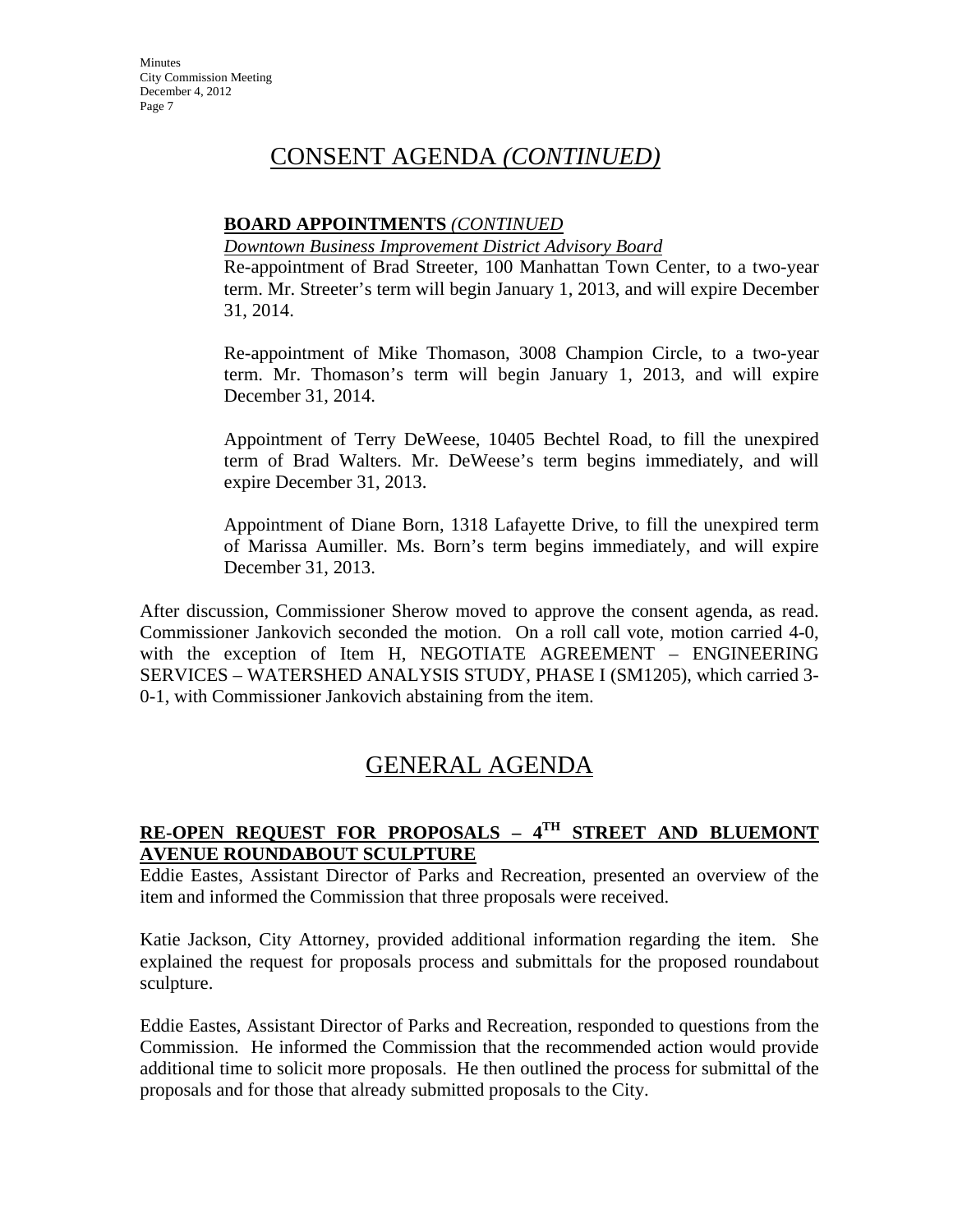# CONSENT AGENDA *(CONTINUED)*

**BOARD APPOINTMENTS** *(CONTINUED*

*Downtown Business Improvement District Advisory Board*

Re-appointment of Brad Streeter, 100 Manhattan Town Center, to a two-year term. Mr. Streeter's term will begin January 1, 2013, and will expire December 31, 2014.

Re-appointment of Mike Thomason, 3008 Champion Circle, to a two-year term. Mr. Thomason's term will begin January 1, 2013, and will expire December 31, 2014.

Appointment of Terry DeWeese, 10405 Bechtel Road, to fill the unexpired term of Brad Walters. Mr. DeWeese's term begins immediately, and will expire December 31, 2013.

Appointment of Diane Born, 1318 Lafayette Drive, to fill the unexpired term of Marissa Aumiller. Ms. Born's term begins immediately, and will expire December 31, 2013.

After discussion, Commissioner Sherow moved to approve the consent agenda, as read. Commissioner Jankovich seconded the motion. On a roll call vote, motion carried 4-0, with the exception of Item H, NEGOTIATE AGREEMENT – ENGINEERING SERVICES – WATERSHED ANALYSIS STUDY, PHASE I (SM1205), which carried 3-0-1, with Commissioner Jankovich abstaining from the item.

# GENERAL AGENDA

**RE-OPEN REQUEST FOR PROPOSALS – 4TH STREET AND BLUEMONT AVENUE ROUNDABOUT SCULPTURE**

Eddie Eastes, Assistant Director of Parks and Recreation, presented an overview of the item and informed the Commission that three proposals were received.

Katie Jackson, City Attorney, provided additional information regarding the item. She explained the request for proposals process and submittals for the proposed roundabout sculpture.

Eddie Eastes, Assistant Director of Parks and Recreation, responded to questions from the Commission. He informed the Commission that the recommended action would provide additional time to solicit more proposals. He then outlined the process for submittal of the proposals and for those that already submitted proposals to the City.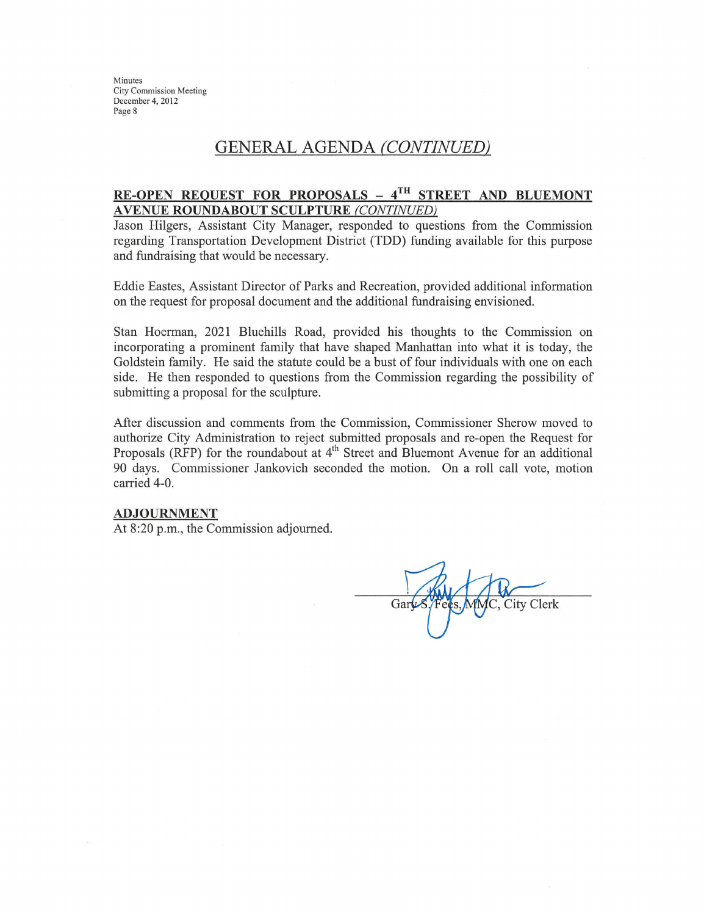## GENERAL AGENDA *(CONTINUED)*

**RE-OPEN REQUEST FOR PROPOSALS – 4TH STREET AND BLUEMONT AVENUE ROUNDABOUT SCULPTURE** ***(CONTINUED)***

Jason Hilgers, Assistant City Manager, responded to questions from the Commission regarding Transportation Development District (TDD) funding available for this purpose and fundraising that would be necessary.

Eddie Eastes, Assistant Director of Parks and Recreation, provided additional information on the request for proposal document and the additional fundraising envisioned.

Stan Hoerman, 2021 Bluehills Road, provided his thoughts to the Commission on incorporating a prominent family that have shaped Manhattan into what it is today, the Goldstein family. He said the statute could be a bust of four individuals with one on each side. He then responded to questions from the Commission regarding the possibility of submitting a proposal for the sculpture.

After discussion and comments from the Commission, Commissioner Sherow moved to authorize City Administration to reject submitted proposals and re-open the Request for Proposals (RFP) for the roundabout at 4th Street and Bluemont Avenue for an additional 90 days. Commissioner Jankovich seconded the motion. On a roll call vote, motion carried 4-0.

**ADJOURNMENT**

At 8:20 p.m., the Commission adjourned.

Gary S. Fees, MMC, City Clerk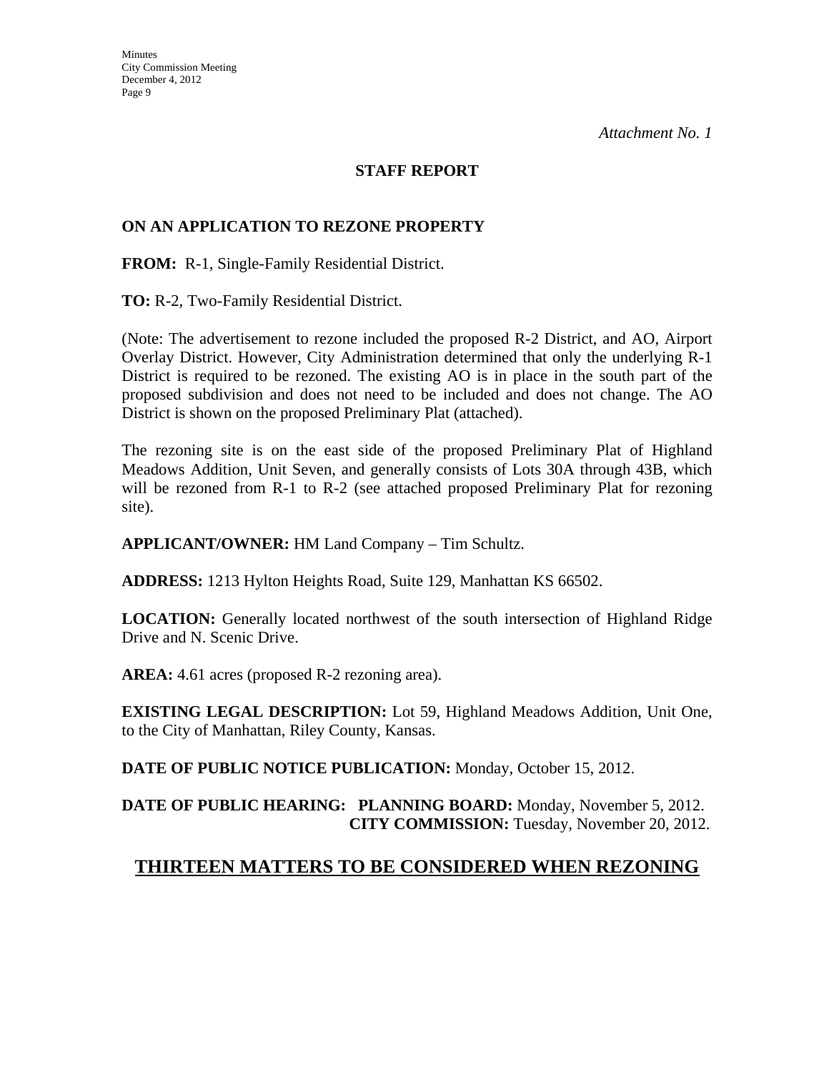*Attachment No. 1*

**STAFF REPORT**

**ON AN APPLICATION TO REZONE PROPERTY**

**FROM:** R-1, Single-Family Residential District.

**TO:** R-2, Two-Family Residential District.

(Note: The advertisement to rezone included the proposed R-2 District, and AO, Airport Overlay District. However, City Administration determined that only the underlying R-1 District is required to be rezoned. The existing AO is in place in the south part of the proposed subdivision and does not need to be included and does not change. The AO District is shown on the proposed Preliminary Plat (attached).

The rezoning site is on the east side of the proposed Preliminary Plat of Highland Meadows Addition, Unit Seven, and generally consists of Lots 30A through 43B, which will be rezoned from R-1 to R-2 (see attached proposed Preliminary Plat for rezoning site).

**APPLICANT/OWNER:** HM Land Company – Tim Schultz.

**ADDRESS:** 1213 Hylton Heights Road, Suite 129, Manhattan KS 66502.

**LOCATION:** Generally located northwest of the south intersection of Highland Ridge Drive and N. Scenic Drive.

**AREA:** 4.61 acres (proposed R-2 rezoning area).

**EXISTING LEGAL DESCRIPTION:** Lot 59, Highland Meadows Addition, Unit One, to the City of Manhattan, Riley County, Kansas.

**DATE OF PUBLIC NOTICE PUBLICATION:** Monday, October 15, 2012.

**DATE OF PUBLIC HEARING: PLANNING BOARD:** Monday, November 5, 2012.
**CITY COMMISSION:** Tuesday, November 20, 2012.

## THIRTEEN MATTERS TO BE CONSIDERED WHEN REZONING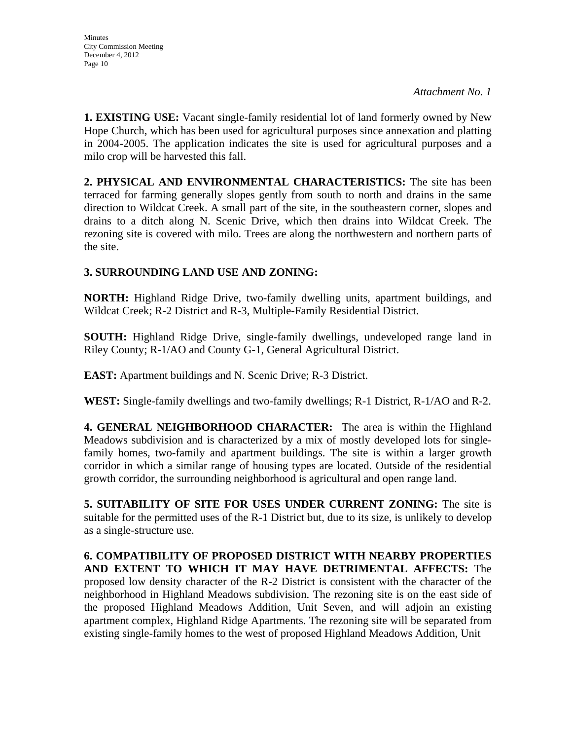*Attachment No. 1*

**1. EXISTING USE:** Vacant single-family residential lot of land formerly owned by New Hope Church, which has been used for agricultural purposes since annexation and platting in 2004-2005. The application indicates the site is used for agricultural purposes and a milo crop will be harvested this fall.

**2. PHYSICAL AND ENVIRONMENTAL CHARACTERISTICS:** The site has been terraced for farming generally slopes gently from south to north and drains in the same direction to Wildcat Creek. A small part of the site, in the southeastern corner, slopes and drains to a ditch along N. Scenic Drive, which then drains into Wildcat Creek. The rezoning site is covered with milo. Trees are along the northwestern and northern parts of the site.

**3. SURROUNDING LAND USE AND ZONING:**

**NORTH:** Highland Ridge Drive, two-family dwelling units, apartment buildings, and Wildcat Creek; R-2 District and R-3, Multiple-Family Residential District.

**SOUTH:** Highland Ridge Drive, single-family dwellings, undeveloped range land in Riley County; R-1/AO and County G-1, General Agricultural District.

**EAST:** Apartment buildings and N. Scenic Drive; R-3 District.

**WEST:** Single-family dwellings and two-family dwellings; R-1 District, R-1/AO and R-2.

**4. GENERAL NEIGHBORHOOD CHARACTER:** The area is within the Highland Meadows subdivision and is characterized by a mix of mostly developed lots for single-family homes, two-family and apartment buildings. The site is within a larger growth corridor in which a similar range of housing types are located. Outside of the residential growth corridor, the surrounding neighborhood is agricultural and open range land.

**5. SUITABILITY OF SITE FOR USES UNDER CURRENT ZONING:** The site is suitable for the permitted uses of the R-1 District but, due to its size, is unlikely to develop as a single-structure use.

**6. COMPATIBILITY OF PROPOSED DISTRICT WITH NEARBY PROPERTIES AND EXTENT TO WHICH IT MAY HAVE DETRIMENTAL AFFECTS:** The proposed low density character of the R-2 District is consistent with the character of the neighborhood in Highland Meadows subdivision. The rezoning site is on the east side of the proposed Highland Meadows Addition, Unit Seven, and will adjoin an existing apartment complex, Highland Ridge Apartments. The rezoning site will be separated from existing single-family homes to the west of proposed Highland Meadows Addition, Unit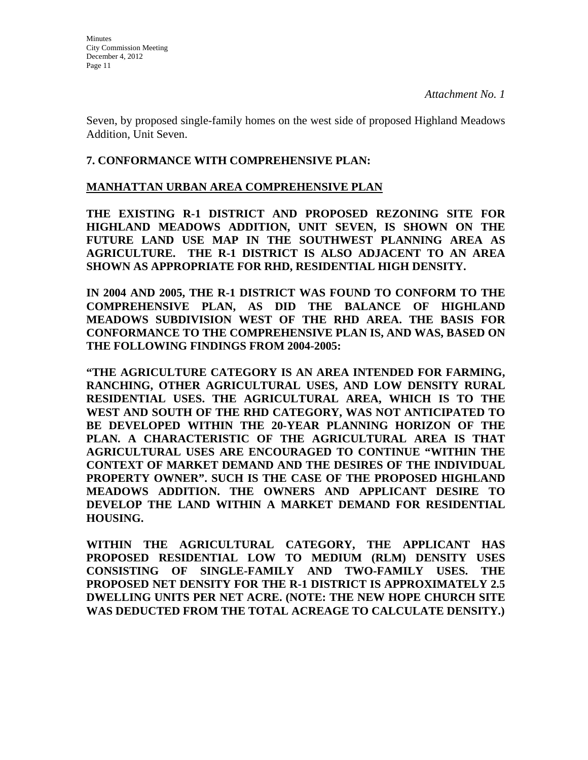*Attachment No. 1*

Seven, by proposed single-family homes on the west side of proposed Highland Meadows Addition, Unit Seven.

## 7. CONFORMANCE WITH COMPREHENSIVE PLAN:

**MANHATTAN URBAN AREA COMPREHENSIVE PLAN**

**THE EXISTING R-1 DISTRICT AND PROPOSED REZONING SITE FOR HIGHLAND MEADOWS ADDITION, UNIT SEVEN, IS SHOWN ON THE FUTURE LAND USE MAP IN THE SOUTHWEST PLANNING AREA AS AGRICULTURE. THE R-1 DISTRICT IS ALSO ADJACENT TO AN AREA SHOWN AS APPROPRIATE FOR RHD, RESIDENTIAL HIGH DENSITY.**

**IN 2004 AND 2005, THE R-1 DISTRICT WAS FOUND TO CONFORM TO THE COMPREHENSIVE PLAN, AS DID THE BALANCE OF HIGHLAND MEADOWS SUBDIVISION WEST OF THE RHD AREA. THE BASIS FOR CONFORMANCE TO THE COMPREHENSIVE PLAN IS, AND WAS, BASED ON THE FOLLOWING FINDINGS FROM 2004-2005:**

**"THE AGRICULTURE CATEGORY IS AN AREA INTENDED FOR FARMING, RANCHING, OTHER AGRICULTURAL USES, AND LOW DENSITY RURAL RESIDENTIAL USES. THE AGRICULTURAL AREA, WHICH IS TO THE WEST AND SOUTH OF THE RHD CATEGORY, WAS NOT ANTICIPATED TO BE DEVELOPED WITHIN THE 20-YEAR PLANNING HORIZON OF THE PLAN. A CHARACTERISTIC OF THE AGRICULTURAL AREA IS THAT AGRICULTURAL USES ARE ENCOURAGED TO CONTINUE "WITHIN THE CONTEXT OF MARKET DEMAND AND THE DESIRES OF THE INDIVIDUAL PROPERTY OWNER". SUCH IS THE CASE OF THE PROPOSED HIGHLAND MEADOWS ADDITION. THE OWNERS AND APPLICANT DESIRE TO DEVELOP THE LAND WITHIN A MARKET DEMAND FOR RESIDENTIAL HOUSING.**

**WITHIN THE AGRICULTURAL CATEGORY, THE APPLICANT HAS PROPOSED RESIDENTIAL LOW TO MEDIUM (RLM) DENSITY USES CONSISTING OF SINGLE-FAMILY AND TWO-FAMILY USES. THE PROPOSED NET DENSITY FOR THE R-1 DISTRICT IS APPROXIMATELY 2.5 DWELLING UNITS PER NET ACRE. (NOTE: THE NEW HOPE CHURCH SITE WAS DEDUCTED FROM THE TOTAL ACREAGE TO CALCULATE DENSITY.)**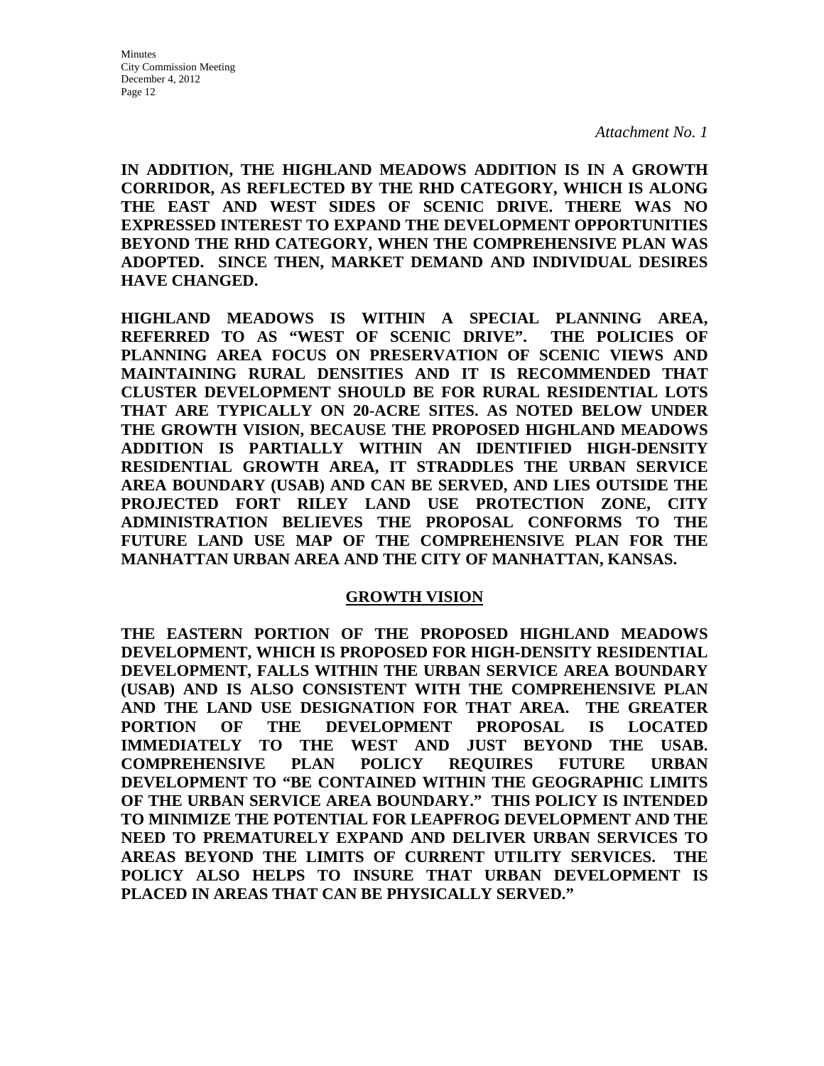*Attachment No. 1*

**IN ADDITION, THE HIGHLAND MEADOWS ADDITION IS IN A GROWTH CORRIDOR, AS REFLECTED BY THE RHD CATEGORY, WHICH IS ALONG THE EAST AND WEST SIDES OF SCENIC DRIVE. THERE WAS NO EXPRESSED INTEREST TO EXPAND THE DEVELOPMENT OPPORTUNITIES BEYOND THE RHD CATEGORY, WHEN THE COMPREHENSIVE PLAN WAS ADOPTED. SINCE THEN, MARKET DEMAND AND INDIVIDUAL DESIRES HAVE CHANGED.**

**HIGHLAND MEADOWS IS WITHIN A SPECIAL PLANNING AREA, REFERRED TO AS "WEST OF SCENIC DRIVE". THE POLICIES OF PLANNING AREA FOCUS ON PRESERVATION OF SCENIC VIEWS AND MAINTAINING RURAL DENSITIES AND IT IS RECOMMENDED THAT CLUSTER DEVELOPMENT SHOULD BE FOR RURAL RESIDENTIAL LOTS THAT ARE TYPICALLY ON 20-ACRE SITES. AS NOTED BELOW UNDER THE GROWTH VISION, BECAUSE THE PROPOSED HIGHLAND MEADOWS ADDITION IS PARTIALLY WITHIN AN IDENTIFIED HIGH-DENSITY RESIDENTIAL GROWTH AREA, IT STRADDLES THE URBAN SERVICE AREA BOUNDARY (USAB) AND CAN BE SERVED, AND LIES OUTSIDE THE PROJECTED FORT RILEY LAND USE PROTECTION ZONE, CITY ADMINISTRATION BELIEVES THE PROPOSAL CONFORMS TO THE FUTURE LAND USE MAP OF THE COMPREHENSIVE PLAN FOR THE MANHATTAN URBAN AREA AND THE CITY OF MANHATTAN, KANSAS.**

## GROWTH VISION

**THE EASTERN PORTION OF THE PROPOSED HIGHLAND MEADOWS DEVELOPMENT, WHICH IS PROPOSED FOR HIGH-DENSITY RESIDENTIAL DEVELOPMENT, FALLS WITHIN THE URBAN SERVICE AREA BOUNDARY (USAB) AND IS ALSO CONSISTENT WITH THE COMPREHENSIVE PLAN AND THE LAND USE DESIGNATION FOR THAT AREA. THE GREATER PORTION OF THE DEVELOPMENT PROPOSAL IS LOCATED IMMEDIATELY TO THE WEST AND JUST BEYOND THE USAB. COMPREHENSIVE PLAN POLICY REQUIRES FUTURE URBAN DEVELOPMENT TO "BE CONTAINED WITHIN THE GEOGRAPHIC LIMITS OF THE URBAN SERVICE AREA BOUNDARY." THIS POLICY IS INTENDED TO MINIMIZE THE POTENTIAL FOR LEAPFROG DEVELOPMENT AND THE NEED TO PREMATURELY EXPAND AND DELIVER URBAN SERVICES TO AREAS BEYOND THE LIMITS OF CURRENT UTILITY SERVICES. THE POLICY ALSO HELPS TO INSURE THAT URBAN DEVELOPMENT IS PLACED IN AREAS THAT CAN BE PHYSICALLY SERVED."**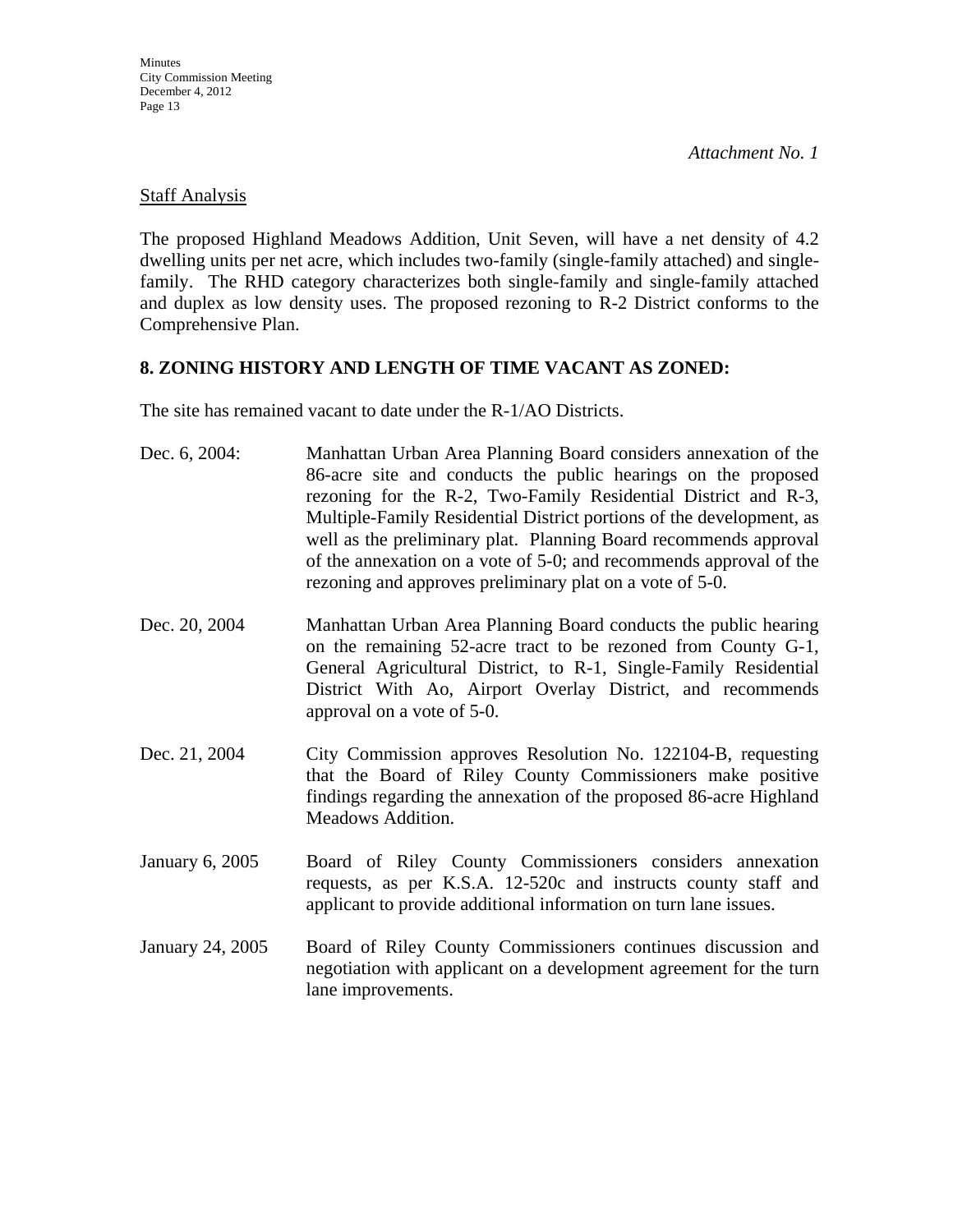*Attachment No. 1*

Staff Analysis

The proposed Highland Meadows Addition, Unit Seven, will have a net density of 4.2 dwelling units per net acre, which includes two-family (single-family attached) and single-family. The RHD category characterizes both single-family and single-family attached and duplex as low density uses. The proposed rezoning to R-2 District conforms to the Comprehensive Plan.

**8. ZONING HISTORY AND LENGTH OF TIME VACANT AS ZONED:**

The site has remained vacant to date under the R-1/AO Districts.

Dec. 6, 2004: Manhattan Urban Area Planning Board considers annexation of the 86-acre site and conducts the public hearings on the proposed rezoning for the R-2, Two-Family Residential District and R-3, Multiple-Family Residential District portions of the development, as well as the preliminary plat. Planning Board recommends approval of the annexation on a vote of 5-0; and recommends approval of the rezoning and approves preliminary plat on a vote of 5-0.

Dec. 20, 2004 Manhattan Urban Area Planning Board conducts the public hearing on the remaining 52-acre tract to be rezoned from County G-1, General Agricultural District, to R-1, Single-Family Residential District With Ao, Airport Overlay District, and recommends approval on a vote of 5-0.

Dec. 21, 2004 City Commission approves Resolution No. 122104-B, requesting that the Board of Riley County Commissioners make positive findings regarding the annexation of the proposed 86-acre Highland Meadows Addition.

January 6, 2005 Board of Riley County Commissioners considers annexation requests, as per K.S.A. 12-520c and instructs county staff and applicant to provide additional information on turn lane issues.

January 24, 2005 Board of Riley County Commissioners continues discussion and negotiation with applicant on a development agreement for the turn lane improvements.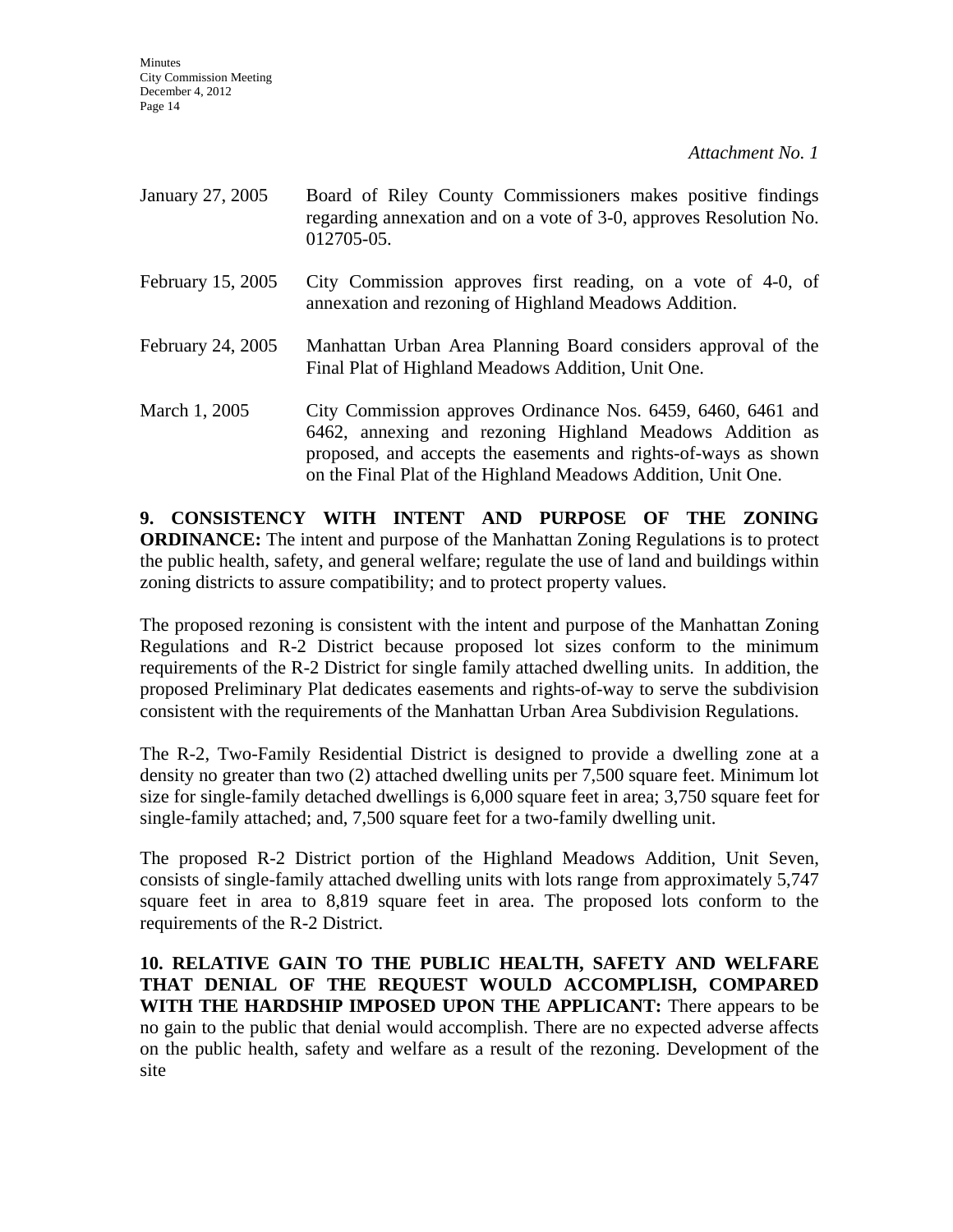*Attachment No. 1*

January 27, 2005 Board of Riley County Commissioners makes positive findings regarding annexation and on a vote of 3-0, approves Resolution No. 012705-05.

February 15, 2005 City Commission approves first reading, on a vote of 4-0, of annexation and rezoning of Highland Meadows Addition.

February 24, 2005 Manhattan Urban Area Planning Board considers approval of the Final Plat of Highland Meadows Addition, Unit One.

March 1, 2005 City Commission approves Ordinance Nos. 6459, 6460, 6461 and 6462, annexing and rezoning Highland Meadows Addition as proposed, and accepts the easements and rights-of-ways as shown on the Final Plat of the Highland Meadows Addition, Unit One.

**9. CONSISTENCY WITH INTENT AND PURPOSE OF THE ZONING ORDINANCE:** The intent and purpose of the Manhattan Zoning Regulations is to protect the public health, safety, and general welfare; regulate the use of land and buildings within zoning districts to assure compatibility; and to protect property values.

The proposed rezoning is consistent with the intent and purpose of the Manhattan Zoning Regulations and R-2 District because proposed lot sizes conform to the minimum requirements of the R-2 District for single family attached dwelling units. In addition, the proposed Preliminary Plat dedicates easements and rights-of-way to serve the subdivision consistent with the requirements of the Manhattan Urban Area Subdivision Regulations.

The R-2, Two-Family Residential District is designed to provide a dwelling zone at a density no greater than two (2) attached dwelling units per 7,500 square feet. Minimum lot size for single-family detached dwellings is 6,000 square feet in area; 3,750 square feet for single-family attached; and, 7,500 square feet for a two-family dwelling unit.

The proposed R-2 District portion of the Highland Meadows Addition, Unit Seven, consists of single-family attached dwelling units with lots range from approximately 5,747 square feet in area to 8,819 square feet in area. The proposed lots conform to the requirements of the R-2 District.

**10. RELATIVE GAIN TO THE PUBLIC HEALTH, SAFETY AND WELFARE THAT DENIAL OF THE REQUEST WOULD ACCOMPLISH, COMPARED WITH THE HARDSHIP IMPOSED UPON THE APPLICANT:** There appears to be no gain to the public that denial would accomplish. There are no expected adverse affects on the public health, safety and welfare as a result of the rezoning. Development of the site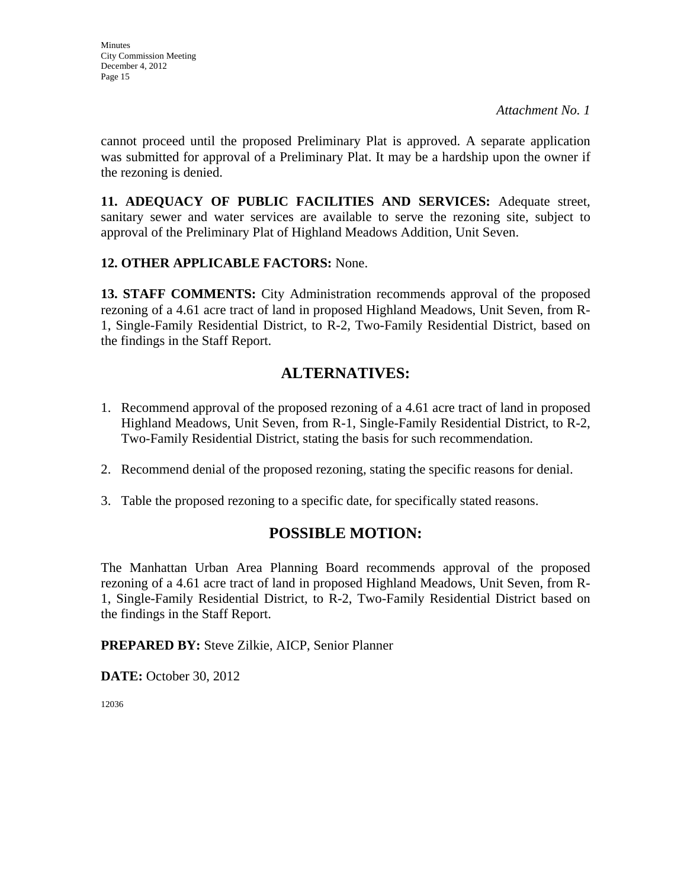*Attachment No. 1*

cannot proceed until the proposed Preliminary Plat is approved. A separate application was submitted for approval of a Preliminary Plat. It may be a hardship upon the owner if the rezoning is denied.

**11. ADEQUACY OF PUBLIC FACILITIES AND SERVICES:** Adequate street, sanitary sewer and water services are available to serve the rezoning site, subject to approval of the Preliminary Plat of Highland Meadows Addition, Unit Seven.

**12. OTHER APPLICABLE FACTORS:** None.

**13. STAFF COMMENTS:** City Administration recommends approval of the proposed rezoning of a 4.61 acre tract of land in proposed Highland Meadows, Unit Seven, from R-1, Single-Family Residential District, to R-2, Two-Family Residential District, based on the findings in the Staff Report.

## ALTERNATIVES:

1. Recommend approval of the proposed rezoning of a 4.61 acre tract of land in proposed Highland Meadows, Unit Seven, from R-1, Single-Family Residential District, to R-2, Two-Family Residential District, stating the basis for such recommendation.

2. Recommend denial of the proposed rezoning, stating the specific reasons for denial.

3. Table the proposed rezoning to a specific date, for specifically stated reasons.

## POSSIBLE MOTION:

The Manhattan Urban Area Planning Board recommends approval of the proposed rezoning of a 4.61 acre tract of land in proposed Highland Meadows, Unit Seven, from R-1, Single-Family Residential District, to R-2, Two-Family Residential District based on the findings in the Staff Report.

**PREPARED BY:** Steve Zilkie, AICP, Senior Planner

**DATE:** October 30, 2012

12036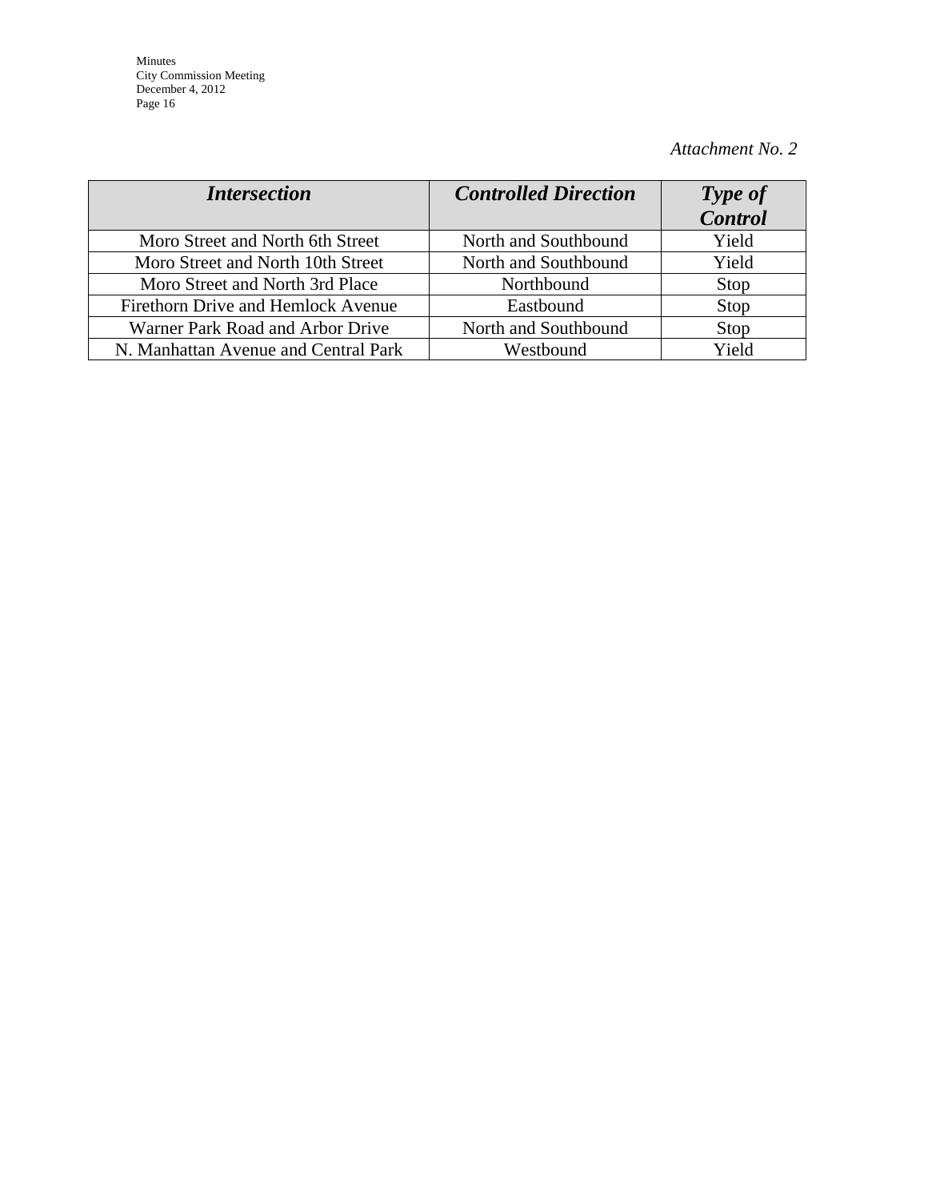*Attachment No. 2*

| ***Intersection*** | ***Controlled Direction*** | ***Type of Control*** |
|---|---|---|
| Moro Street and North 6th Street | North and Southbound | Yield |
| Moro Street and North 10th Street | North and Southbound | Yield |
| Moro Street and North 3rd Place | Northbound | Stop |
| Firethorn Drive and Hemlock Avenue | Eastbound | Stop |
| Warner Park Road and Arbor Drive | North and Southbound | Stop |
| N. Manhattan Avenue and Central Park | Westbound | Yield |